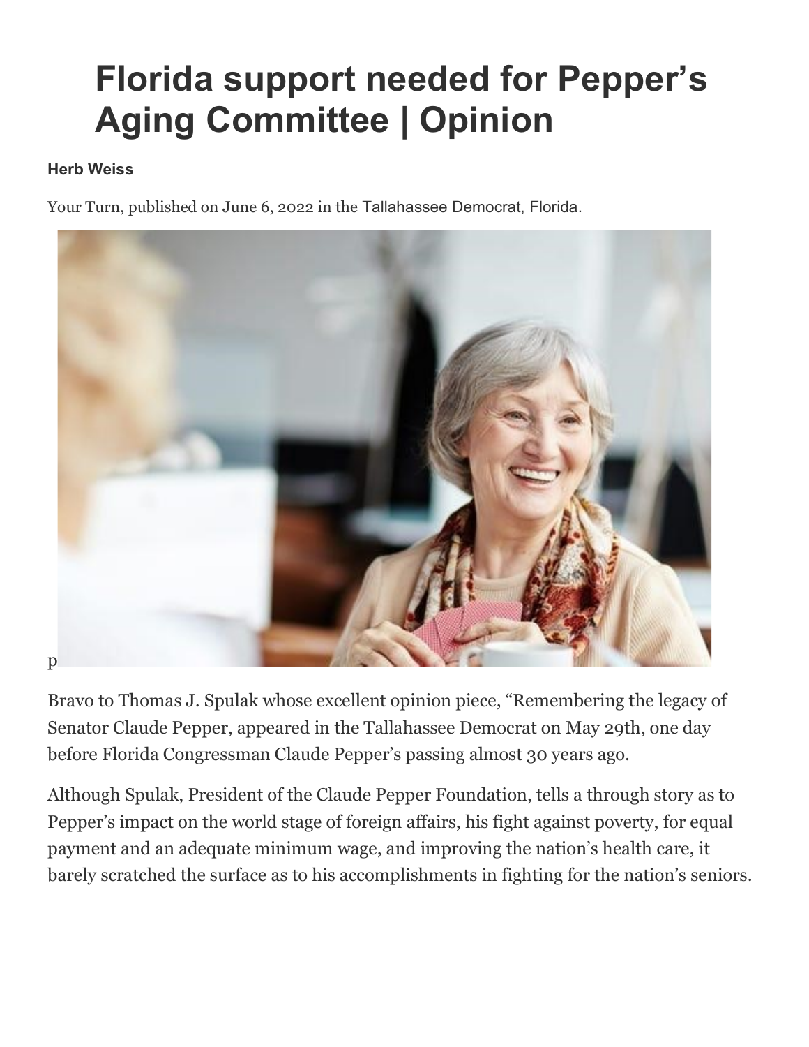# Florida support needed for Pepper's Aging Committee | Opinion

**Herb Weiss**

Your Turn, published on June 6, 2022 in the Tallahassee Democrat, Florida.

p

Bravo to Thomas J. Spulak whose excellent opinion piece, "Remembering the legacy of Senator Claude Pepper, appeared in the Tallahassee Democrat on May 29th, one day before Florida Congressman Claude Pepper's passing almost 30 years ago.

Although Spulak, President of the Claude Pepper Foundation, tells a through story as to Pepper's impact on the world stage of foreign affairs, his fight against poverty, for equal payment and an adequate minimum wage, and improving the nation's health care, it barely scratched the surface as to his accomplishments in fighting for the nation's seniors.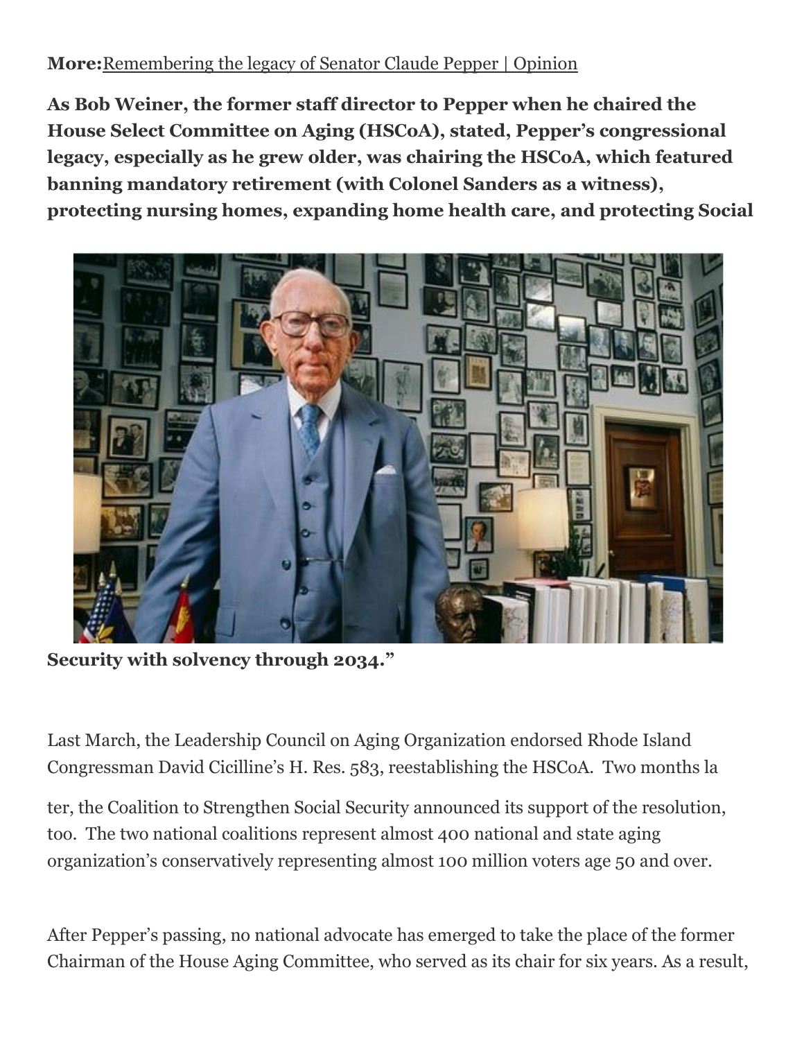**More:**Remembering the legacy of Senator Claude Pepper | Opinion

**As Bob Weiner, the former staff director to Pepper when he chaired the House Select Committee on Aging (HSCoA), stated, Pepper's congressional legacy, especially as he grew older, was chairing the HSCoA, which featured banning mandatory retirement (with Colonel Sanders as a witness), protecting nursing homes, expanding home health care, and protecting Social Security with solvency through 2034."**

Last March, the Leadership Council on Aging Organization endorsed Rhode Island Congressman David Cicilline's H. Res. 583, reestablishing the HSCoA. Two months later, the Coalition to Strengthen Social Security announced its support of the resolution, too. The two national coalitions represent almost 400 national and state aging organization's conservatively representing almost 100 million voters age 50 and over.

After Pepper's passing, no national advocate has emerged to take the place of the former Chairman of the House Aging Committee, who served as its chair for six years. As a result,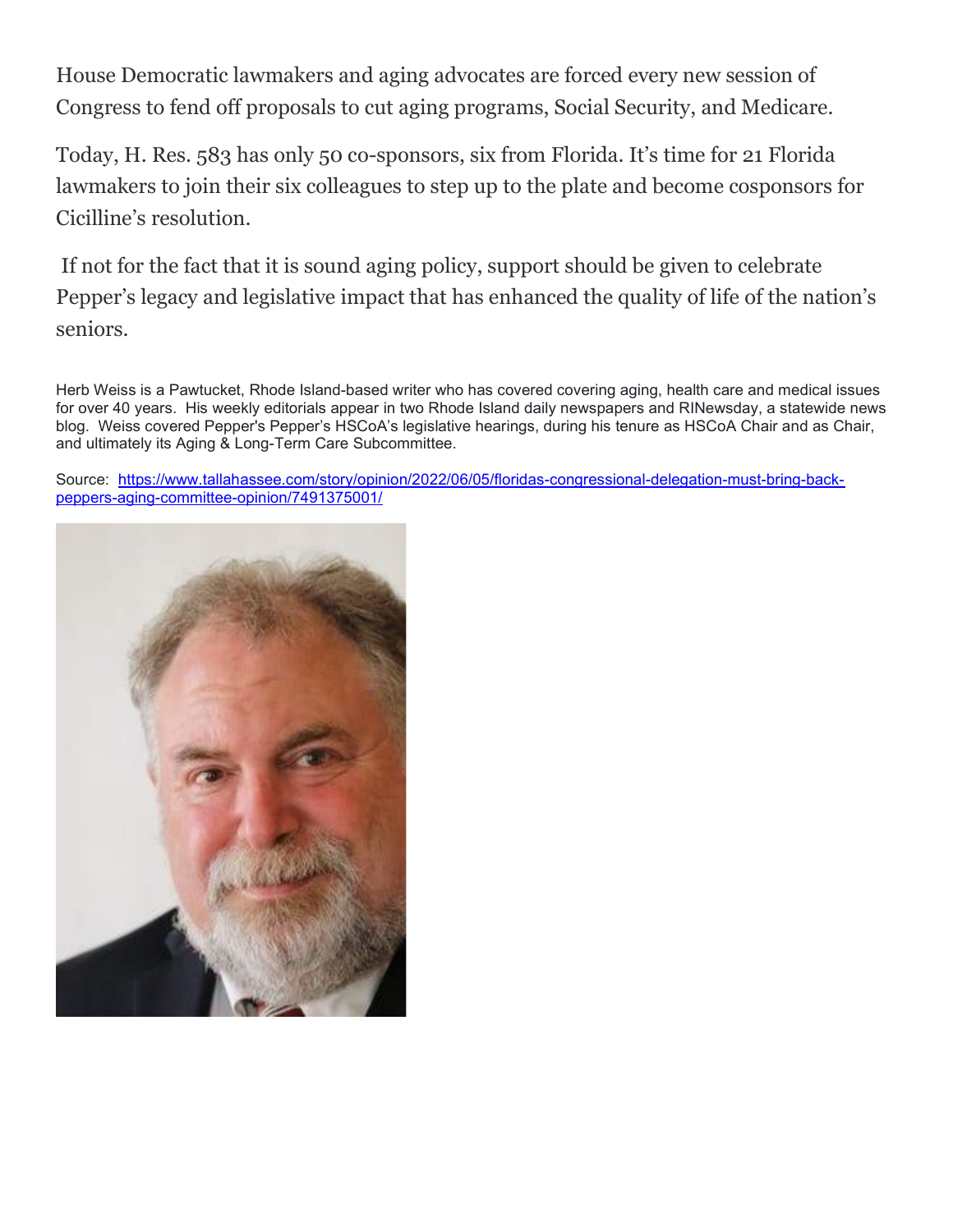House Democratic lawmakers and aging advocates are forced every new session of Congress to fend off proposals to cut aging programs, Social Security, and Medicare.

Today, H. Res. 583 has only 50 co-sponsors, six from Florida. It's time for 21 Florida lawmakers to join their six colleagues to step up to the plate and become cosponsors for Cicilline's resolution.

If not for the fact that it is sound aging policy, support should be given to celebrate Pepper's legacy and legislative impact that has enhanced the quality of life of the nation's seniors.

Herb Weiss is a Pawtucket, Rhode Island-based writer who has covered covering aging, health care and medical issues for over 40 years. His weekly editorials appear in two Rhode Island daily newspapers and RINewsday, a statewide news blog. Weiss covered Pepper's Pepper's HSCoA's legislative hearings, during his tenure as HSCoA Chair and as Chair, and ultimately its Aging & Long-Term Care Subcommittee.

Source: [https://www.tallahassee.com/story/opinion/2022/06/05/floridas-congressional-delegation-must-bring-back-peppers-aging-committee-opinion/7491375001/](https://www.tallahassee.com/story/opinion/2022/06/05/floridas-congressional-delegation-must-bring-back-peppers-aging-committee-opinion/7491375001/)